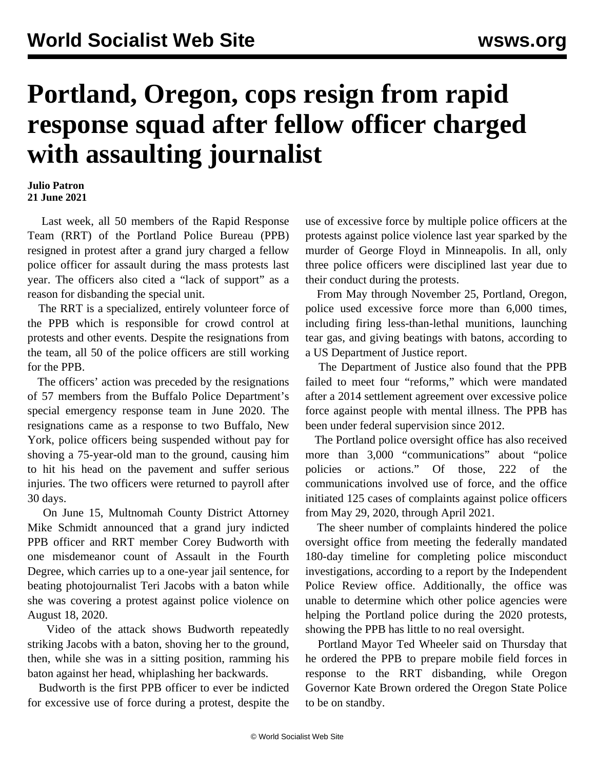# Portland, Oregon, cops resign from rapid response squad after fellow officer charged with assaulting journalist

**Julio Patron**
**21 June 2021**

Last week, all 50 members of the Rapid Response Team (RRT) of the Portland Police Bureau (PPB) resigned in protest after a grand jury charged a fellow police officer for assault during the mass protests last year. The officers also cited a "lack of support" as a reason for disbanding the special unit.

The RRT is a specialized, entirely volunteer force of the PPB which is responsible for crowd control at protests and other events. Despite the resignations from the team, all 50 of the police officers are still working for the PPB.

The officers' action was preceded by the resignations of 57 members from the Buffalo Police Department's special emergency response team in June 2020. The resignations came as a response to two Buffalo, New York, police officers being suspended without pay for shoving a 75-year-old man to the ground, causing him to hit his head on the pavement and suffer serious injuries. The two officers were returned to payroll after 30 days.

On June 15, Multnomah County District Attorney Mike Schmidt announced that a grand jury indicted PPB officer and RRT member Corey Budworth with one misdemeanor count of Assault in the Fourth Degree, which carries up to a one-year jail sentence, for beating photojournalist Teri Jacobs with a baton while she was covering a protest against police violence on August 18, 2020.

Video of the attack shows Budworth repeatedly striking Jacobs with a baton, shoving her to the ground, then, while she was in a sitting position, ramming his baton against her head, whiplashing her backwards.

Budworth is the first PPB officer to ever be indicted for excessive use of force during a protest, despite the use of excessive force by multiple police officers at the protests against police violence last year sparked by the murder of George Floyd in Minneapolis. In all, only three police officers were disciplined last year due to their conduct during the protests.

From May through November 25, Portland, Oregon, police used excessive force more than 6,000 times, including firing less-than-lethal munitions, launching tear gas, and giving beatings with batons, according to a US Department of Justice report.

The Department of Justice also found that the PPB failed to meet four "reforms," which were mandated after a 2014 settlement agreement over excessive police force against people with mental illness. The PPB has been under federal supervision since 2012.

The Portland police oversight office has also received more than 3,000 "communications" about "police policies or actions." Of those, 222 of the communications involved use of force, and the office initiated 125 cases of complaints against police officers from May 29, 2020, through April 2021.

The sheer number of complaints hindered the police oversight office from meeting the federally mandated 180-day timeline for completing police misconduct investigations, according to a report by the Independent Police Review office. Additionally, the office was unable to determine which other police agencies were helping the Portland police during the 2020 protests, showing the PPB has little to no real oversight.

Portland Mayor Ted Wheeler said on Thursday that he ordered the PPB to prepare mobile field forces in response to the RRT disbanding, while Oregon Governor Kate Brown ordered the Oregon State Police to be on standby.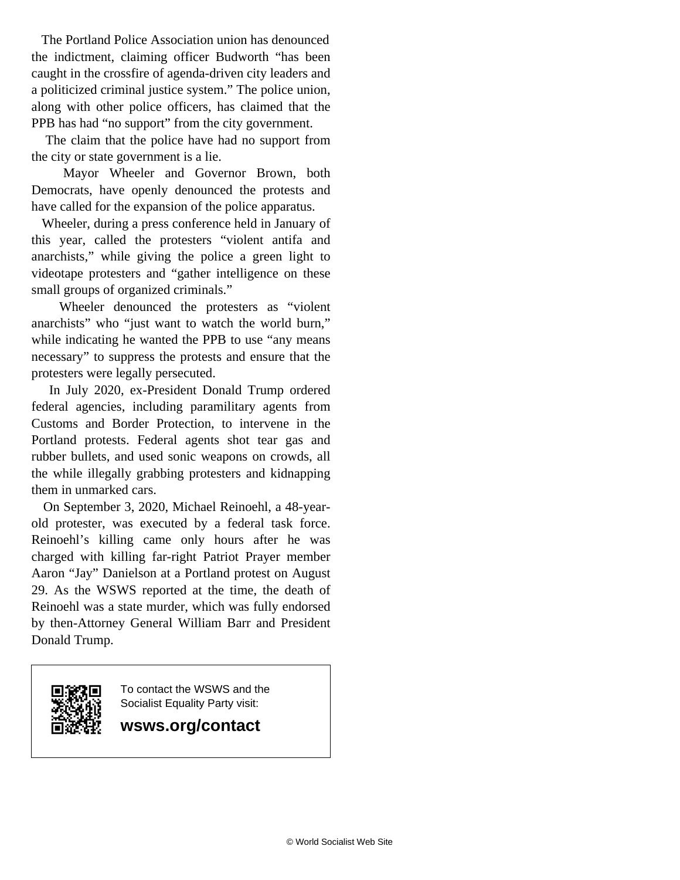The Portland Police Association union has denounced the indictment, claiming officer Budworth "has been caught in the crossfire of agenda-driven city leaders and a politicized criminal justice system." The police union, along with other police officers, has claimed that the PPB has had "no support" from the city government.

The claim that the police have had no support from the city or state government is a lie.

Mayor Wheeler and Governor Brown, both Democrats, have openly denounced the protests and have called for the expansion of the police apparatus.

Wheeler, during a press conference held in January of this year, called the protesters "violent antifa and anarchists," while giving the police a green light to videotape protesters and "gather intelligence on these small groups of organized criminals."

Wheeler denounced the protesters as "violent anarchists" who "just want to watch the world burn," while indicating he wanted the PPB to use "any means necessary" to suppress the protests and ensure that the protesters were legally persecuted.

In July 2020, ex-President Donald Trump ordered federal agencies, including paramilitary agents from Customs and Border Protection, to intervene in the Portland protests. Federal agents shot tear gas and rubber bullets, and used sonic weapons on crowds, all the while illegally grabbing protesters and kidnapping them in unmarked cars.

On September 3, 2020, Michael Reinoehl, a 48-year-old protester, was executed by a federal task force. Reinoehl's killing came only hours after he was charged with killing far-right Patriot Prayer member Aaron "Jay" Danielson at a Portland protest on August 29. As the WSWS reported at the time, the death of Reinoehl was a state murder, which was fully endorsed by then-Attorney General William Barr and President Donald Trump.

To contact the WSWS and the Socialist Equality Party visit:

**wsws.org/contact**